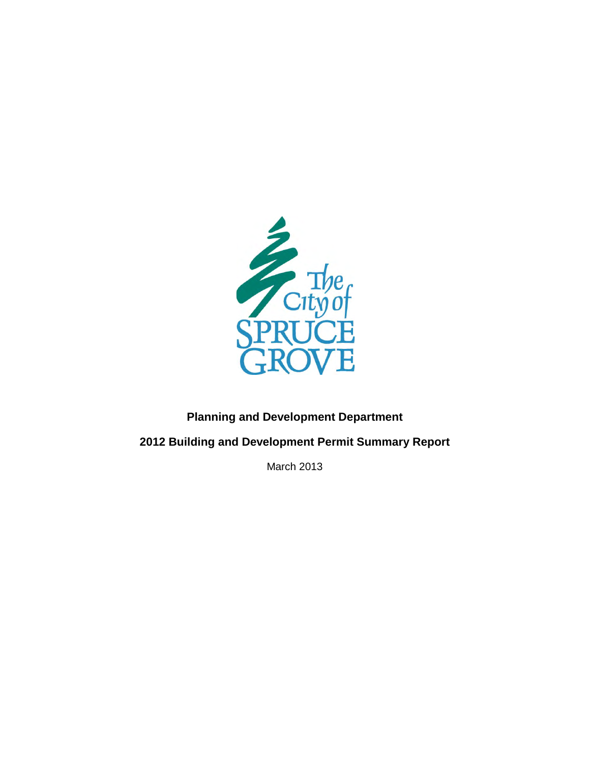**Planning and Development Department**

**2012 Building and Development Permit Summary Report**

March 2013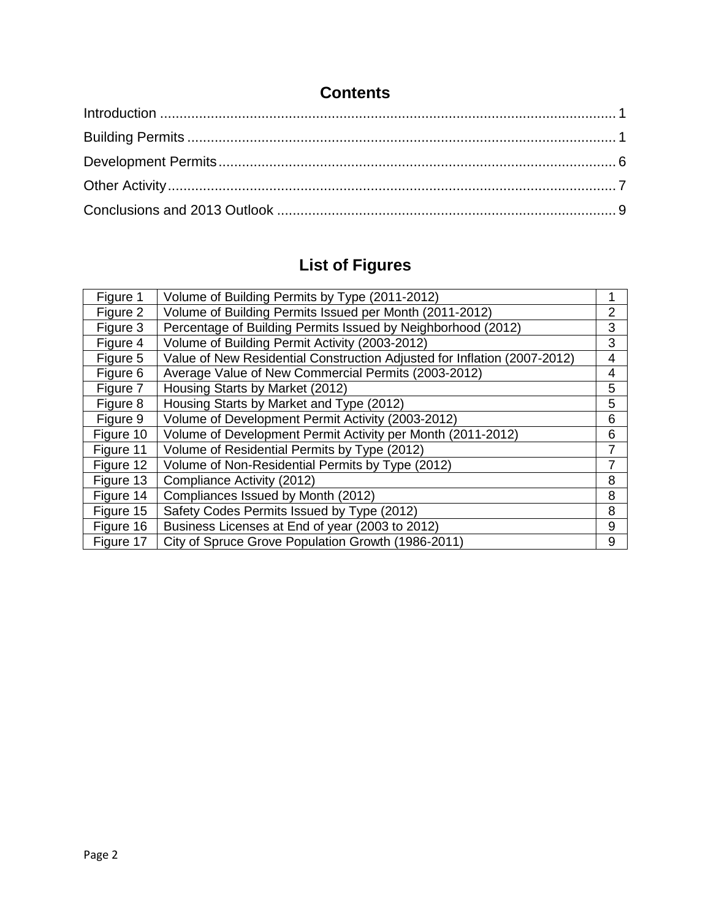## Contents

Introduction ..................................................................................................... 1

Building Permits ............................................................................................. 1

Development Permits ...................................................................................... 6

Other Activity .................................................................................................. 7

Conclusions and 2013 Outlook ....................................................................... 9

## List of Figures

| | | |
|---|---|---|
| Figure 1 | Volume of Building Permits by Type (2011-2012) | 1 |
| Figure 2 | Volume of Building Permits Issued per Month (2011-2012) | 2 |
| Figure 3 | Percentage of Building Permits Issued by Neighborhood (2012) | 3 |
| Figure 4 | Volume of Building Permit Activity (2003-2012) | 3 |
| Figure 5 | Value of New Residential Construction Adjusted for Inflation (2007-2012) | 4 |
| Figure 6 | Average Value of New Commercial Permits (2003-2012) | 4 |
| Figure 7 | Housing Starts by Market (2012) | 5 |
| Figure 8 | Housing Starts by Market and Type (2012) | 5 |
| Figure 9 | Volume of Development Permit Activity (2003-2012) | 6 |
| Figure 10 | Volume of Development Permit Activity per Month (2011-2012) | 6 |
| Figure 11 | Volume of Residential Permits by Type (2012) | 7 |
| Figure 12 | Volume of Non-Residential Permits by Type (2012) | 7 |
| Figure 13 | Compliance Activity (2012) | 8 |
| Figure 14 | Compliances Issued by Month (2012) | 8 |
| Figure 15 | Safety Codes Permits Issued by Type (2012) | 8 |
| Figure 16 | Business Licenses at End of year (2003 to 2012) | 9 |
| Figure 17 | City of Spruce Grove Population Growth (1986-2011) | 9 |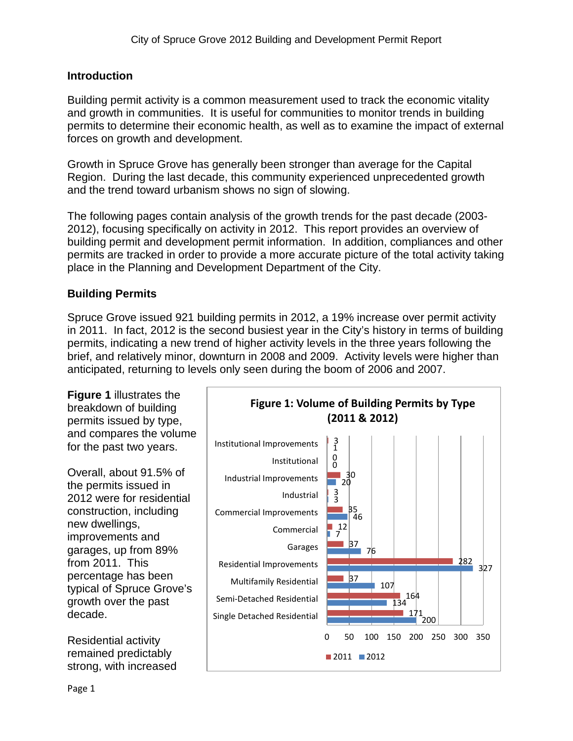## Introduction

Building permit activity is a common measurement used to track the economic vitality and growth in communities. It is useful for communities to monitor trends in building permits to determine their economic health, as well as to examine the impact of external forces on growth and development.

Growth in Spruce Grove has generally been stronger than average for the Capital Region. During the last decade, this community experienced unprecedented growth and the trend toward urbanism shows no sign of slowing.

The following pages contain analysis of the growth trends for the past decade (2003-2012), focusing specifically on activity in 2012. This report provides an overview of building permit and development permit information. In addition, compliances and other permits are tracked in order to provide a more accurate picture of the total activity taking place in the Planning and Development Department of the City.

## Building Permits

Spruce Grove issued 921 building permits in 2012, a 19% increase over permit activity in 2011. In fact, 2012 is the second busiest year in the City's history in terms of building permits, indicating a new trend of higher activity levels in the three years following the brief, and relatively minor, downturn in 2008 and 2009. Activity levels were higher than anticipated, returning to levels only seen during the boom of 2006 and 2007.

**Figure 1** illustrates the breakdown of building permits issued by type, and compares the volume for the past two years.

Overall, about 91.5% of the permits issued in 2012 were for residential construction, including new dwellings, improvements and garages, up from 89% from 2011. This percentage has been typical of Spruce Grove's growth over the past decade.

Residential activity remained predictably strong, with increased

**Figure 1: Volume of Building Permits by Type (2011 & 2012)**

| Type | 2011 | 2012 |
|---|---|---|
| Institutional Improvements | 3 | 1 |
| Institutional | 0 | 0 |
| Industrial Improvements | 30 | 20 |
| Industrial | 3 | 3 |
| Commercial Improvements | 35 | 46 |
| Commercial | 12 | 7 |
| Garages | 37 | 76 |
| Residential Improvements | 282 | 327 |
| Multifamily Residential | 37 | 107 |
| Semi-Detached Residential | 164 | 134 |
| Single Detached Residential | 171 | 200 |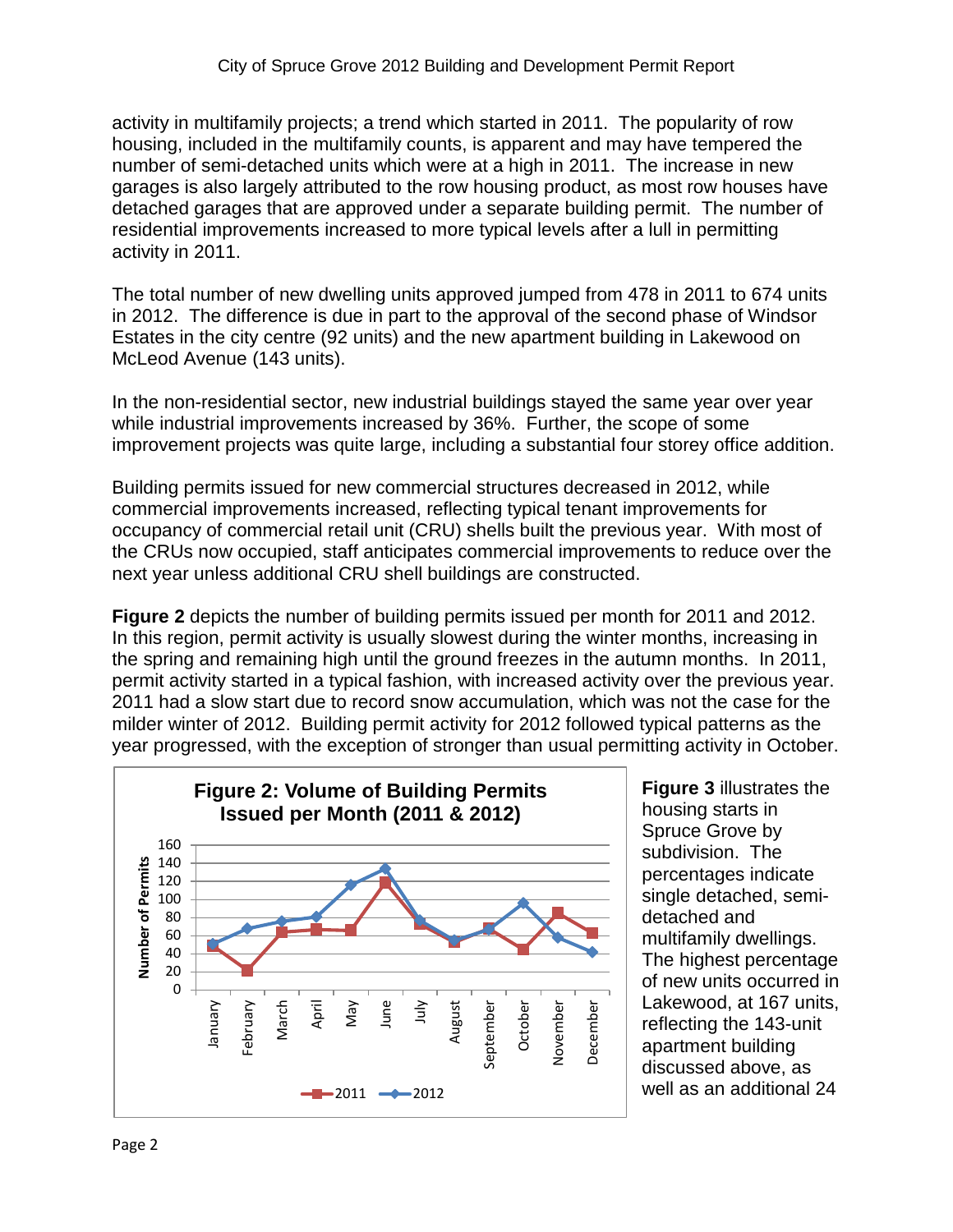activity in multifamily projects; a trend which started in 2011. The popularity of row housing, included in the multifamily counts, is apparent and may have tempered the number of semi-detached units which were at a high in 2011. The increase in new garages is also largely attributed to the row housing product, as most row houses have detached garages that are approved under a separate building permit. The number of residential improvements increased to more typical levels after a lull in permitting activity in 2011.

The total number of new dwelling units approved jumped from 478 in 2011 to 674 units in 2012. The difference is due in part to the approval of the second phase of Windsor Estates in the city centre (92 units) and the new apartment building in Lakewood on McLeod Avenue (143 units).

In the non-residential sector, new industrial buildings stayed the same year over year while industrial improvements increased by 36%. Further, the scope of some improvement projects was quite large, including a substantial four storey office addition.

Building permits issued for new commercial structures decreased in 2012, while commercial improvements increased, reflecting typical tenant improvements for occupancy of commercial retail unit (CRU) shells built the previous year. With most of the CRUs now occupied, staff anticipates commercial improvements to reduce over the next year unless additional CRU shell buildings are constructed.

**Figure 2** depicts the number of building permits issued per month for 2011 and 2012. In this region, permit activity is usually slowest during the winter months, increasing in the spring and remaining high until the ground freezes in the autumn months. In 2011, permit activity started in a typical fashion, with increased activity over the previous year. 2011 had a slow start due to record snow accumulation, which was not the case for the milder winter of 2012. Building permit activity for 2012 followed typical patterns as the year progressed, with the exception of stronger than usual permitting activity in October.

**Figure 2: Volume of Building Permits Issued per Month (2011 & 2012)**

**Figure 3** illustrates the housing starts in Spruce Grove by subdivision. The percentages indicate single detached, semi-detached and multifamily dwellings. The highest percentage of new units occurred in Lakewood, at 167 units, reflecting the 143-unit apartment building discussed above, as well as an additional 24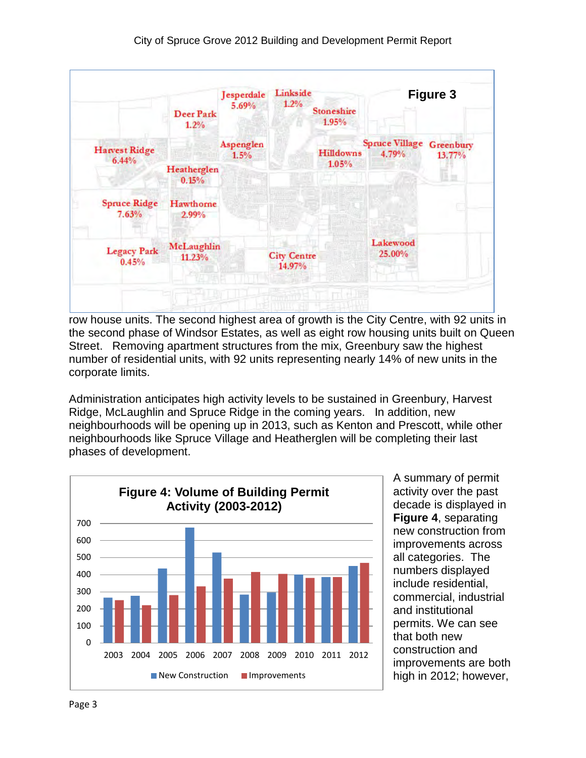Figure 3

| Neighbourhood | Percentage |
| --- | --- |
| Jesperdale | 5.69% |
| Linkside | 1.2% |
| Deer Park | 1.2% |
| Stoneshire | 1.95% |
| Harvest Ridge | 6.44% |
| Aspenglen | 1.5% |
| Hilldowns | 1.05% |
| Spruce Village | 4.79% |
| Greenbury | 13.77% |
| Heatherglen | 0.15% |
| Spruce Ridge | 7.63% |
| Hawthorne | 2.99% |
| Legacy Park | 0.45% |
| McLaughlin | 11.23% |
| City Centre | 14.97% |
| Lakewood | 25.00% |

row house units. The second highest area of growth is the City Centre, with 92 units in the second phase of Windsor Estates, as well as eight row housing units built on Queen Street. Removing apartment structures from the mix, Greenbury saw the highest number of residential units, with 92 units representing nearly 14% of new units in the corporate limits.

Administration anticipates high activity levels to be sustained in Greenbury, Harvest Ridge, McLaughlin and Spruce Ridge in the coming years. In addition, new neighbourhoods will be opening up in 2013, such as Kenton and Prescott, while other neighbourhoods like Spruce Village and Heatherglen will be completing their last phases of development.

**Figure 4: Volume of Building Permit Activity (2003-2012)**

| Year | New Construction | Improvements |
| --- | --- | --- |
| 2003 | ~265 | ~250 |
| 2004 | ~275 | ~220 |
| 2005 | ~435 | ~280 |
| 2006 | ~675 | ~330 |
| 2007 | ~530 | ~375 |
| 2008 | ~285 | ~415 |
| 2009 | ~295 | ~405 |
| 2010 | ~400 | ~380 |
| 2011 | ~385 | ~385 |
| 2012 | ~450 | ~465 |

A summary of permit activity over the past decade is displayed in **Figure 4**, separating new construction from improvements across all categories. The numbers displayed include residential, commercial, industrial and institutional permits. We can see that both new construction and improvements are both high in 2012; however,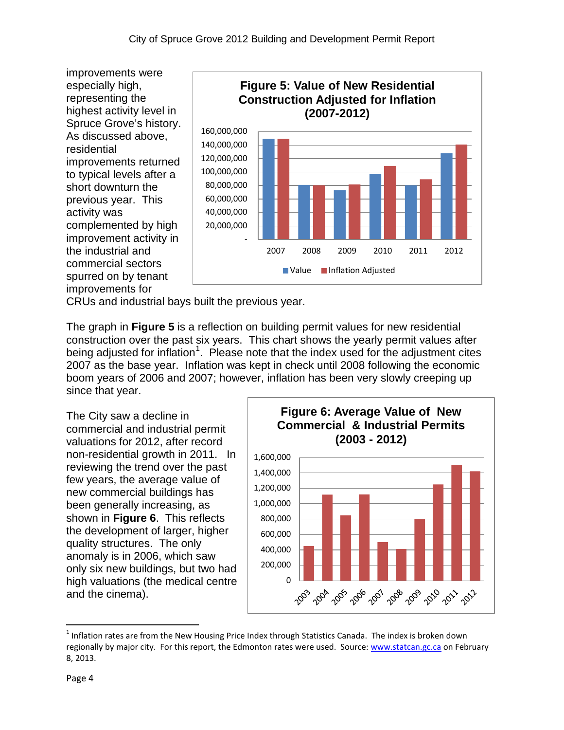improvements were especially high, representing the highest activity level in Spruce Grove's history. As discussed above, residential improvements returned to typical levels after a short downturn the previous year. This activity was complemented by high improvement activity in the industrial and commercial sectors spurred on by tenant improvements for CRUs and industrial bays built the previous year.

**Figure 5: Value of New Residential Construction Adjusted for Inflation (2007-2012)**

The graph in **Figure 5** is a reflection on building permit values for new residential construction over the past six years. This chart shows the yearly permit values after being adjusted for inflation[1]. Please note that the index used for the adjustment cites 2007 as the base year. Inflation was kept in check until 2008 following the economic boom years of 2006 and 2007; however, inflation has been very slowly creeping up since that year.

The City saw a decline in commercial and industrial permit valuations for 2012, after record non-residential growth in 2011. In reviewing the trend over the past few years, the average value of new commercial buildings has been generally increasing, as shown in **Figure 6**. This reflects the development of larger, higher quality structures. The only anomaly is in 2006, which saw only six new buildings, but two had high valuations (the medical centre and the cinema).

**Figure 6: Average Value of New Commercial & Industrial Permits (2003 - 2012)**

---

[1] Inflation rates are from the New Housing Price Index through Statistics Canada. The index is broken down regionally by major city. For this report, the Edmonton rates were used. Source: www.statcan.gc.ca on February 8, 2013.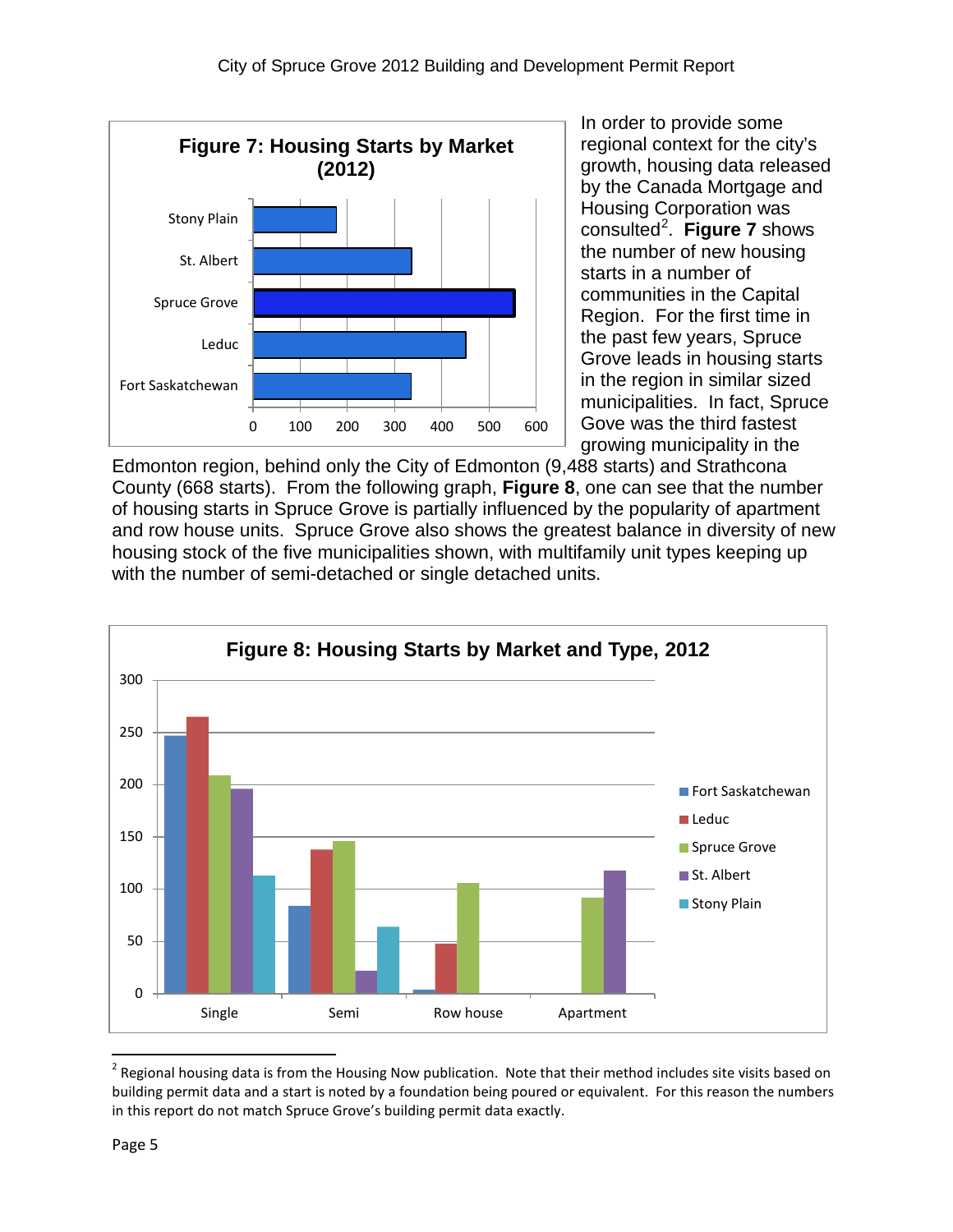**Figure 7: Housing Starts by Market (2012)**

In order to provide some regional context for the city's growth, housing data released by the Canada Mortgage and Housing Corporation was consulted[2]. **Figure 7** shows the number of new housing starts in a number of communities in the Capital Region. For the first time in the past few years, Spruce Grove leads in housing starts in the region in similar sized municipalities. In fact, Spruce Gove was the third fastest growing municipality in the Edmonton region, behind only the City of Edmonton (9,488 starts) and Strathcona County (668 starts). From the following graph, **Figure 8**, one can see that the number of housing starts in Spruce Grove is partially influenced by the popularity of apartment and row house units. Spruce Grove also shows the greatest balance in diversity of new housing stock of the five municipalities shown, with multifamily unit types keeping up with the number of semi-detached or single detached units.

**Figure 8: Housing Starts by Market and Type, 2012**

---

[2] Regional housing data is from the Housing Now publication. Note that their method includes site visits based on building permit data and a start is noted by a foundation being poured or equivalent. For this reason the numbers in this report do not match Spruce Grove's building permit data exactly.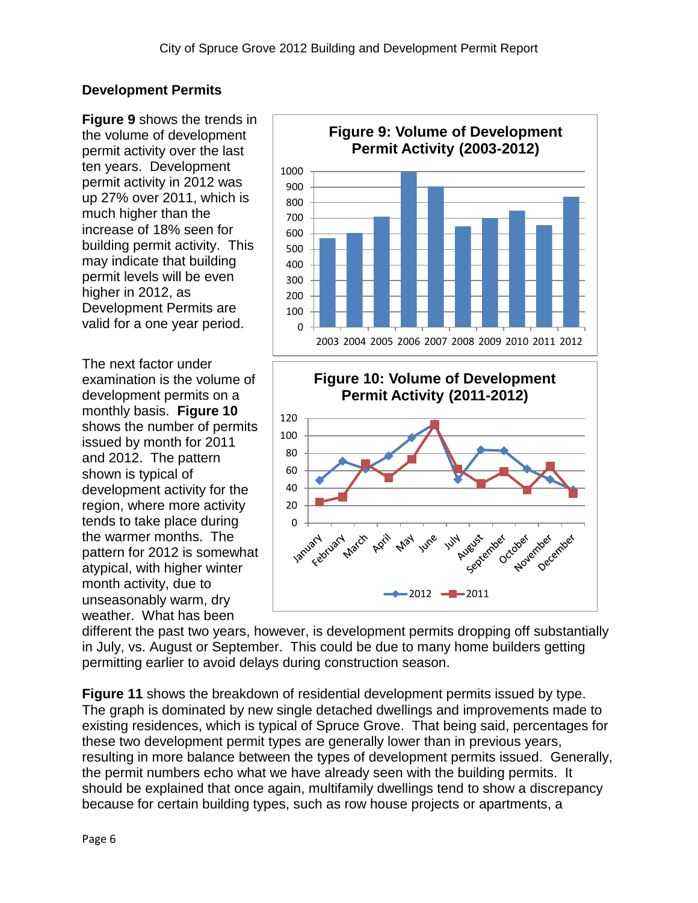## Development Permits

**Figure 9** shows the trends in the volume of development permit activity over the last ten years. Development permit activity in 2012 was up 27% over 2011, which is much higher than the increase of 18% seen for building permit activity. This may indicate that building permit levels will be even higher in 2012, as Development Permits are valid for a one year period.

**Figure 9: Volume of Development Permit Activity (2003-2012)**

**Figure 10: Volume of Development Permit Activity (2011-2012)**

The next factor under examination is the volume of development permits on a monthly basis. **Figure 10** shows the number of permits issued by month for 2011 and 2012. The pattern shown is typical of development activity for the region, where more activity tends to take place during the warmer months. The pattern for 2012 is somewhat atypical, with higher winter month activity, due to unseasonably warm, dry weather. What has been different the past two years, however, is development permits dropping off substantially in July, vs. August or September. This could be due to many home builders getting permitting earlier to avoid delays during construction season.

**Figure 11** shows the breakdown of residential development permits issued by type. The graph is dominated by new single detached dwellings and improvements made to existing residences, which is typical of Spruce Grove. That being said, percentages for these two development permit types are generally lower than in previous years, resulting in more balance between the types of development permits issued. Generally, the permit numbers echo what we have already seen with the building permits. It should be explained that once again, multifamily dwellings tend to show a discrepancy because for certain building types, such as row house projects or apartments, a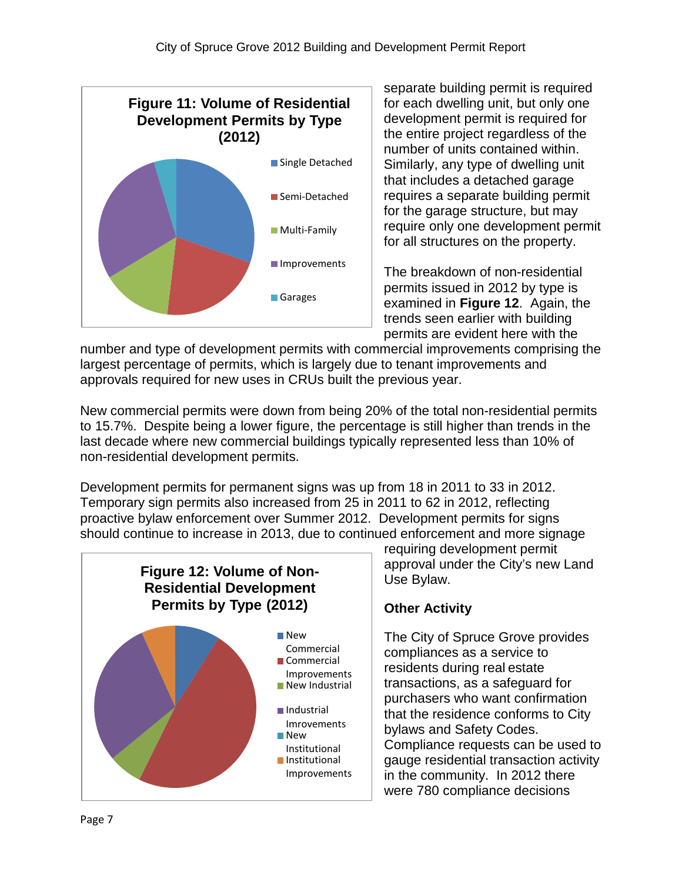**Figure 11: Volume of Residential Development Permits by Type (2012)**

- Single Detached
- Semi-Detached
- Multi-Family
- Improvements
- Garages

separate building permit is required for each dwelling unit, but only one development permit is required for the entire project regardless of the number of units contained within. Similarly, any type of dwelling unit that includes a detached garage requires a separate building permit for the garage structure, but may require only one development permit for all structures on the property.

The breakdown of non-residential permits issued in 2012 by type is examined in **Figure 12**. Again, the trends seen earlier with building permits are evident here with the number and type of development permits with commercial improvements comprising the largest percentage of permits, which is largely due to tenant improvements and approvals required for new uses in CRUs built the previous year.

New commercial permits were down from being 20% of the total non-residential permits to 15.7%. Despite being a lower figure, the percentage is still higher than trends in the last decade where new commercial buildings typically represented less than 10% of non-residential development permits.

Development permits for permanent signs was up from 18 in 2011 to 33 in 2012. Temporary sign permits also increased from 25 in 2011 to 62 in 2012, reflecting proactive bylaw enforcement over Summer 2012. Development permits for signs should continue to increase in 2013, due to continued enforcement and more signage requiring development permit approval under the City's new Land Use Bylaw.

**Figure 12: Volume of Non-Residential Development Permits by Type (2012)**

- New Commercial
- Commercial Improvements
- New Industrial
- Industrial Imrovements
- New Institutional
- Institutional Improvements

### Other Activity

The City of Spruce Grove provides compliances as a service to residents during real estate transactions, as a safeguard for purchasers who want confirmation that the residence conforms to City bylaws and Safety Codes. Compliance requests can be used to gauge residential transaction activity in the community. In 2012 there were 780 compliance decisions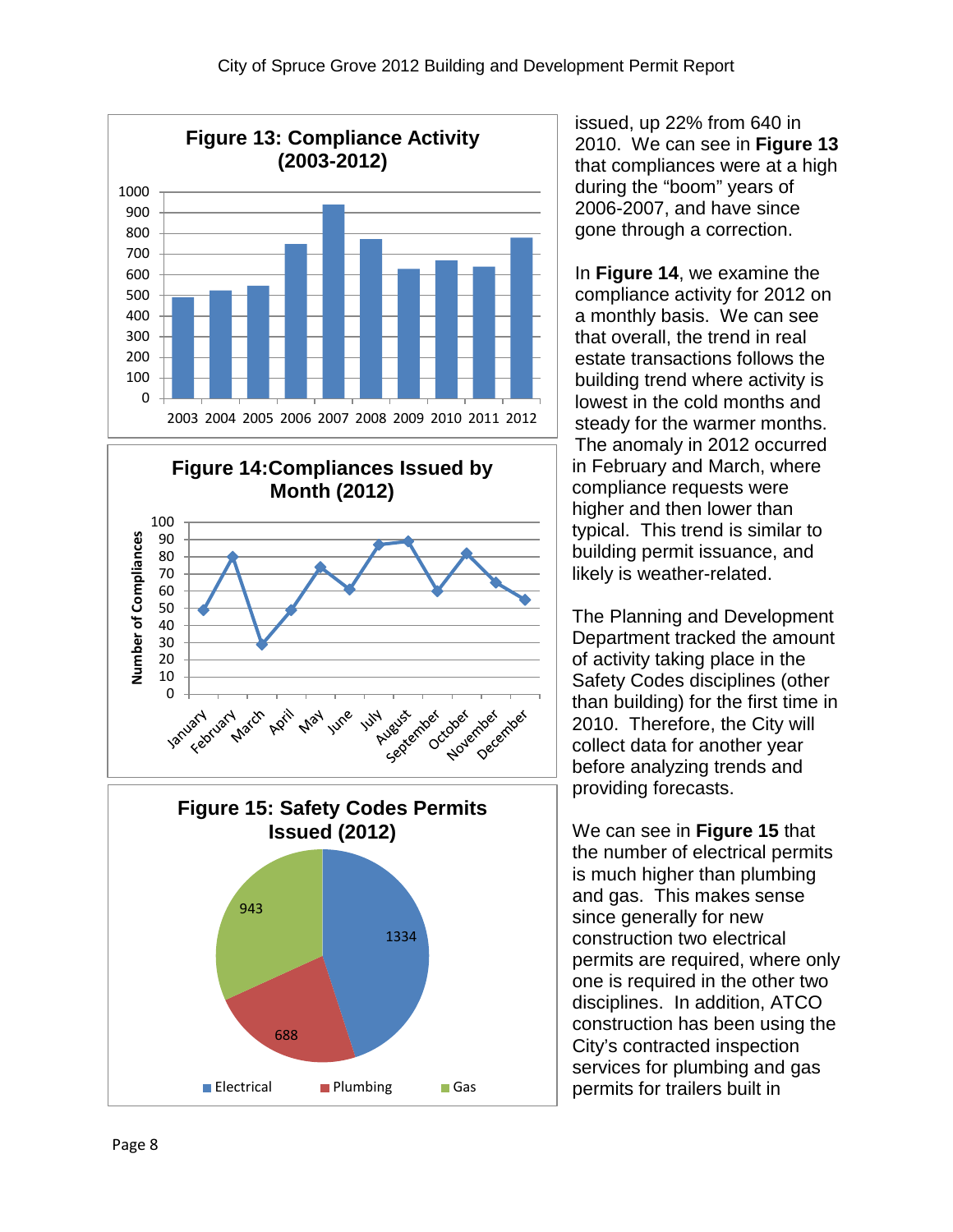**Figure 13: Compliance Activity (2003-2012)**

**Figure 14: Compliances Issued by Month (2012)**

**Figure 15: Safety Codes Permits Issued (2012)**

issued, up 22% from 640 in 2010. We can see in **Figure 13** that compliances were at a high during the "boom" years of 2006-2007, and have since gone through a correction.

In **Figure 14**, we examine the compliance activity for 2012 on a monthly basis. We can see that overall, the trend in real estate transactions follows the building trend where activity is lowest in the cold months and steady for the warmer months. The anomaly in 2012 occurred in February and March, where compliance requests were higher and then lower than typical. This trend is similar to building permit issuance, and likely is weather-related.

The Planning and Development Department tracked the amount of activity taking place in the Safety Codes disciplines (other than building) for the first time in 2010. Therefore, the City will collect data for another year before analyzing trends and providing forecasts.

We can see in **Figure 15** that the number of electrical permits is much higher than plumbing and gas. This makes sense since generally for new construction two electrical permits are required, where only one is required in the other two disciplines. In addition, ATCO construction has been using the City's contracted inspection services for plumbing and gas permits for trailers built in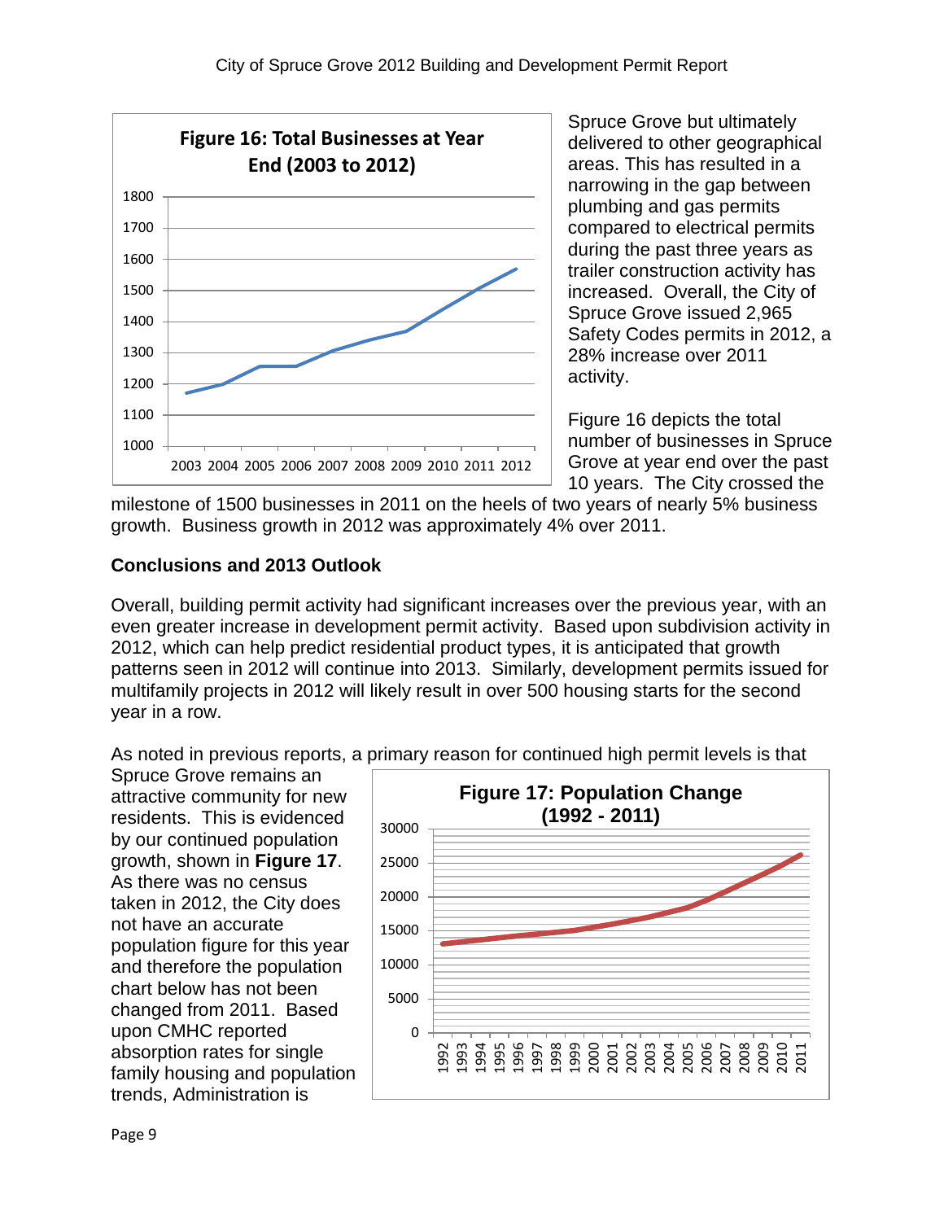Figure 16: Total Businesses at Year End (2003 to 2012)

Spruce Grove but ultimately delivered to other geographical areas. This has resulted in a narrowing in the gap between plumbing and gas permits compared to electrical permits during the past three years as trailer construction activity has increased. Overall, the City of Spruce Grove issued 2,965 Safety Codes permits in 2012, a 28% increase over 2011 activity.

Figure 16 depicts the total number of businesses in Spruce Grove at year end over the past 10 years. The City crossed the milestone of 1500 businesses in 2011 on the heels of two years of nearly 5% business growth. Business growth in 2012 was approximately 4% over 2011.

### Conclusions and 2013 Outlook

Overall, building permit activity had significant increases over the previous year, with an even greater increase in development permit activity. Based upon subdivision activity in 2012, which can help predict residential product types, it is anticipated that growth patterns seen in 2012 will continue into 2013. Similarly, development permits issued for multifamily projects in 2012 will likely result in over 500 housing starts for the second year in a row.

As noted in previous reports, a primary reason for continued high permit levels is that Spruce Grove remains an attractive community for new residents. This is evidenced by our continued population growth, shown in **Figure 17**. As there was no census taken in 2012, the City does not have an accurate population figure for this year and therefore the population chart below has not been changed from 2011. Based upon CMHC reported absorption rates for single family housing and population trends, Administration is

Figure 17: Population Change (1992 - 2011)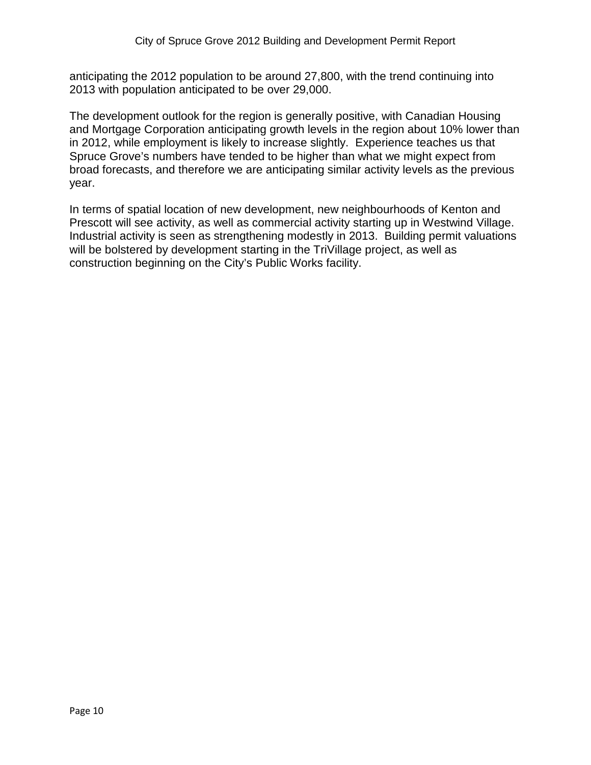anticipating the 2012 population to be around 27,800, with the trend continuing into 2013 with population anticipated to be over 29,000.

The development outlook for the region is generally positive, with Canadian Housing and Mortgage Corporation anticipating growth levels in the region about 10% lower than in 2012, while employment is likely to increase slightly. Experience teaches us that Spruce Grove's numbers have tended to be higher than what we might expect from broad forecasts, and therefore we are anticipating similar activity levels as the previous year.

In terms of spatial location of new development, new neighbourhoods of Kenton and Prescott will see activity, as well as commercial activity starting up in Westwind Village. Industrial activity is seen as strengthening modestly in 2013. Building permit valuations will be bolstered by development starting in the TriVillage project, as well as construction beginning on the City's Public Works facility.